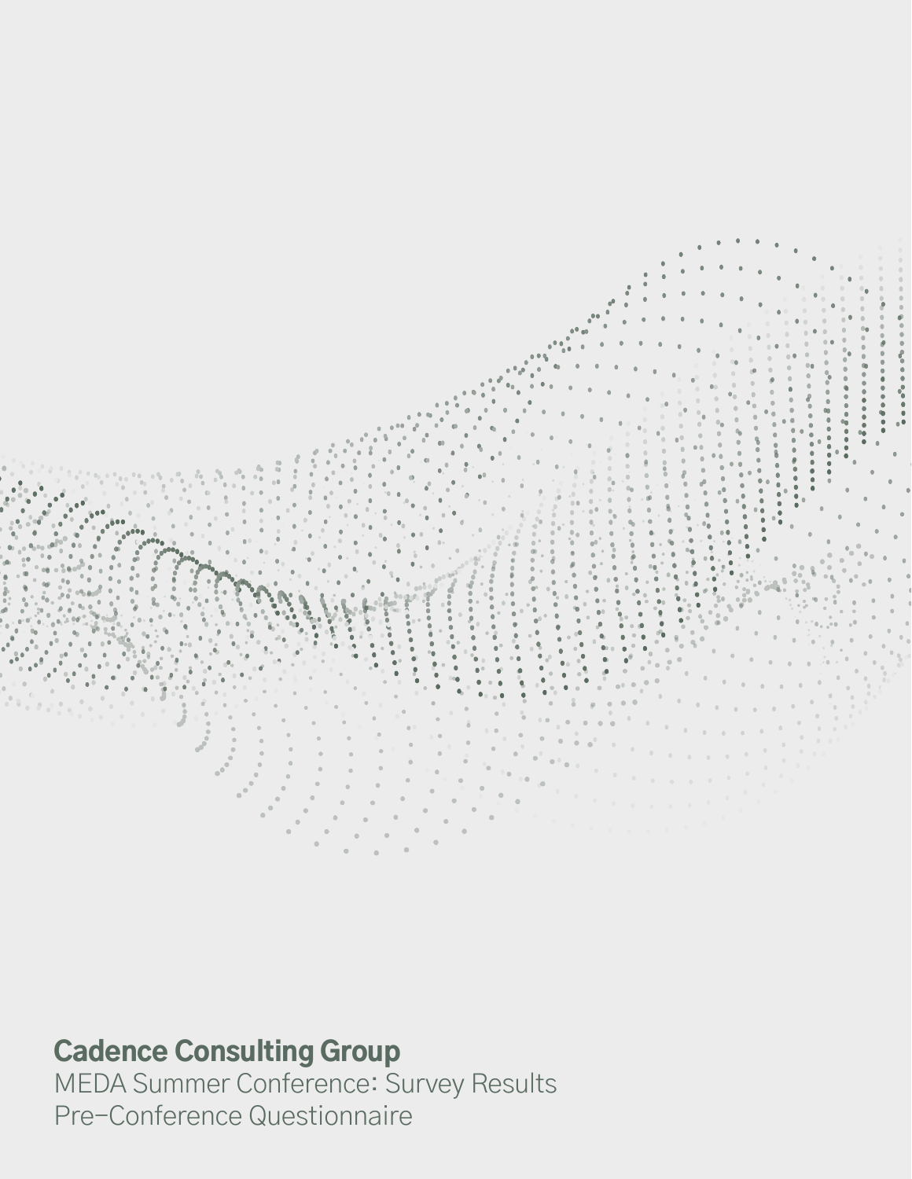**Cadence Consulting Group**

MEDA Summer Conference: Survey Results

Pre-Conference Questionnaire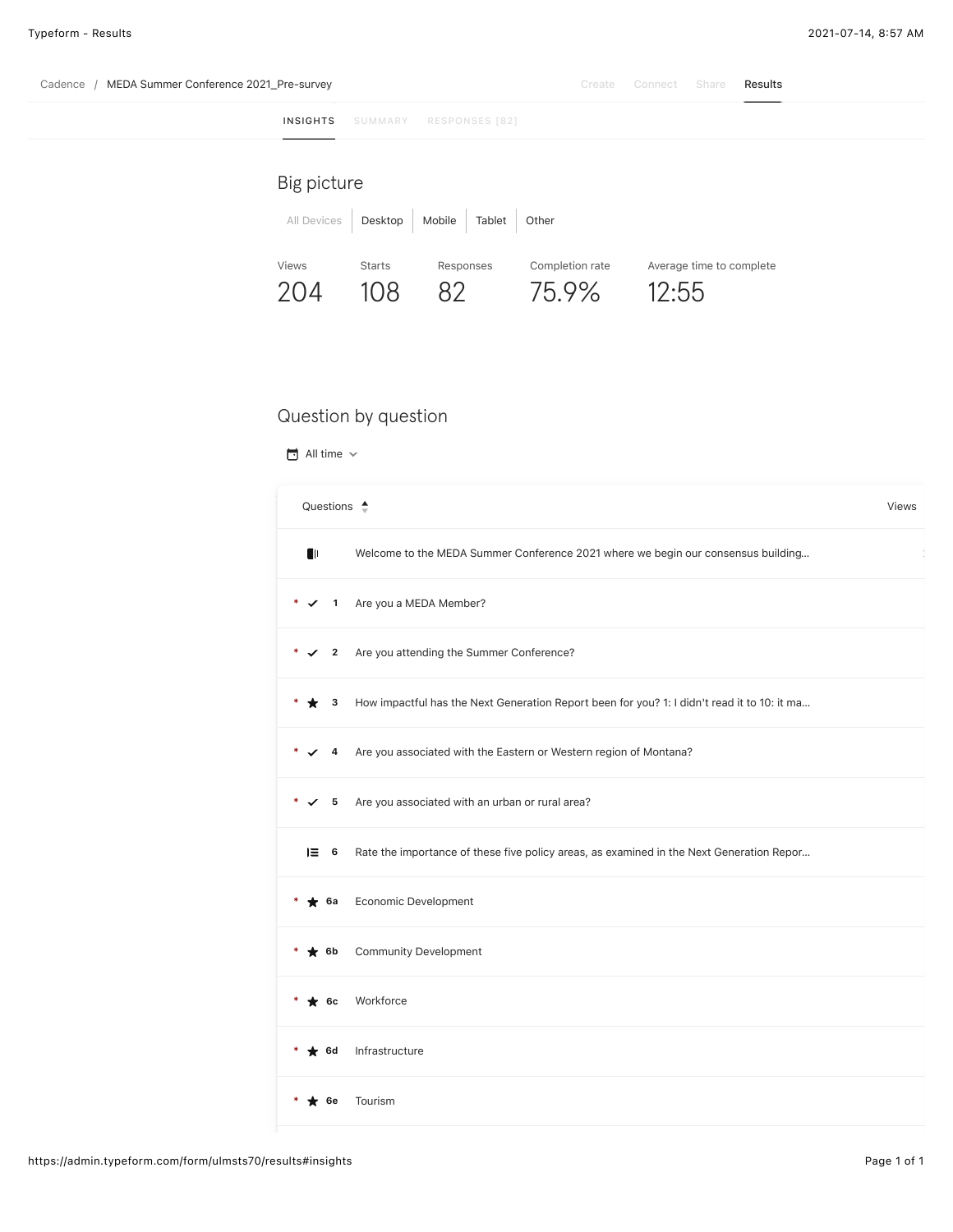Cadence / MEDA Summer Conference 2021_Pre-survey

Create | Connect | Share | **Results**

**INSIGHTS** | SUMMARY | RESPONSES [82]

## Big picture

All Devices | Desktop | Mobile | Tablet | Other

| Views | Starts | Responses | Completion rate | Average time to complete |
| --- | --- | --- | --- | --- |
| 204 | 108 | 82 | 75.9% | 12:55 |

## Question by question

All time

| | Questions | Views |
| --- | --- | --- |
| | Welcome to the MEDA Summer Conference 2021 where we begin our consensus building... | |
| * | 1 Are you a MEDA Member? | |
| * | 2 Are you attending the Summer Conference? | |
| * | 3 How impactful has the Next Generation Report been for you? 1: I didn't read it to 10: it ma... | |
| * | 4 Are you associated with the Eastern or Western region of Montana? | |
| * | 5 Are you associated with an urban or rural area? | |
| | 6 Rate the importance of these five policy areas, as examined in the Next Generation Repor... | |
| * | 6a Economic Development | |
| * | 6b Community Development | |
| * | 6c Workforce | |
| * | 6d Infrastructure | |
| * | 6e Tourism | |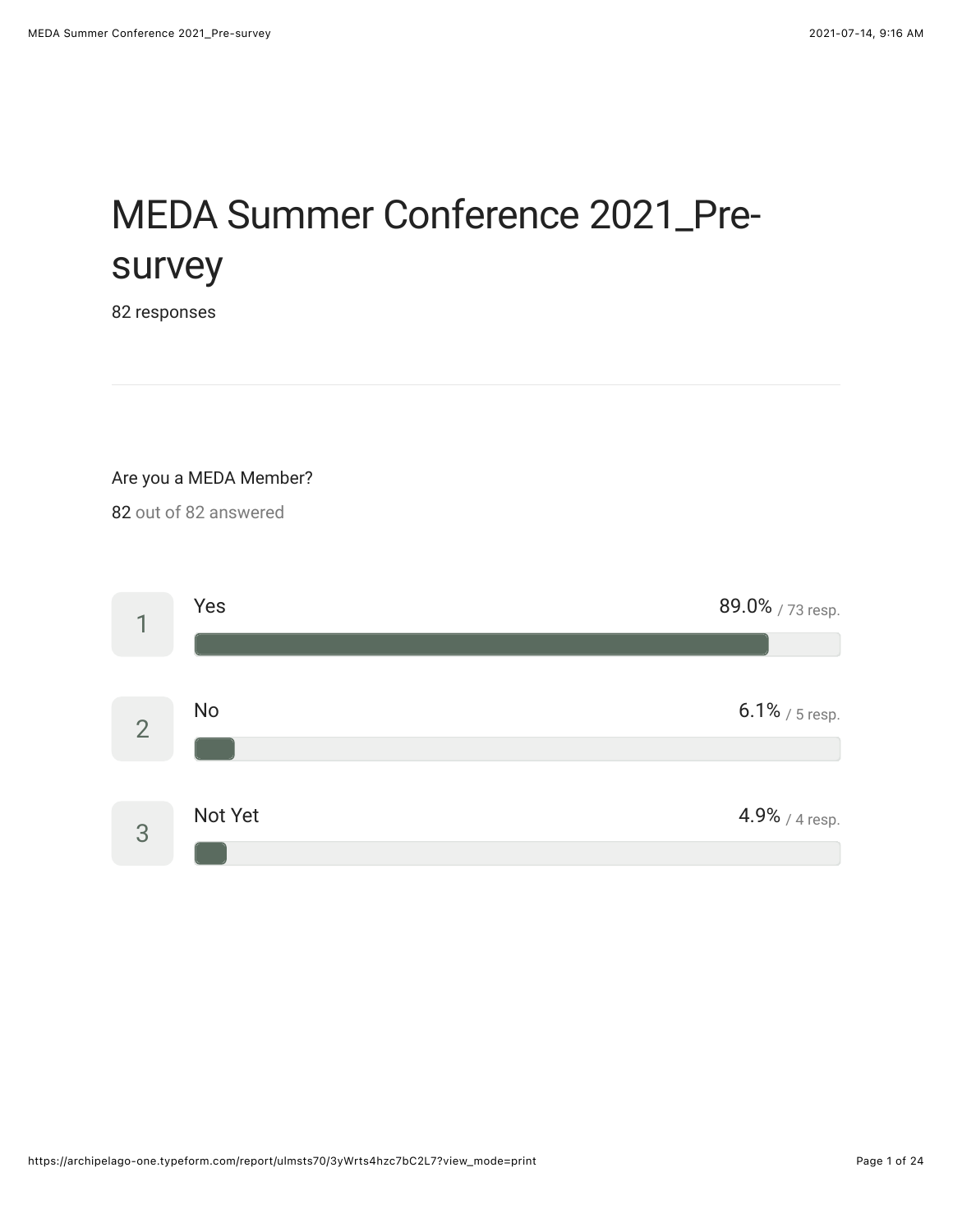# MEDA Summer Conference 2021_Pre-survey

82 responses

---

Are you a MEDA Member?

82 out of 82 answered

| # | Option | Percentage | Responses |
|---|---|---|---|
| 1 | Yes | 89.0% | 73 resp. |
| 2 | No | 6.1% | 5 resp. |
| 3 | Not Yet | 4.9% | 4 resp. |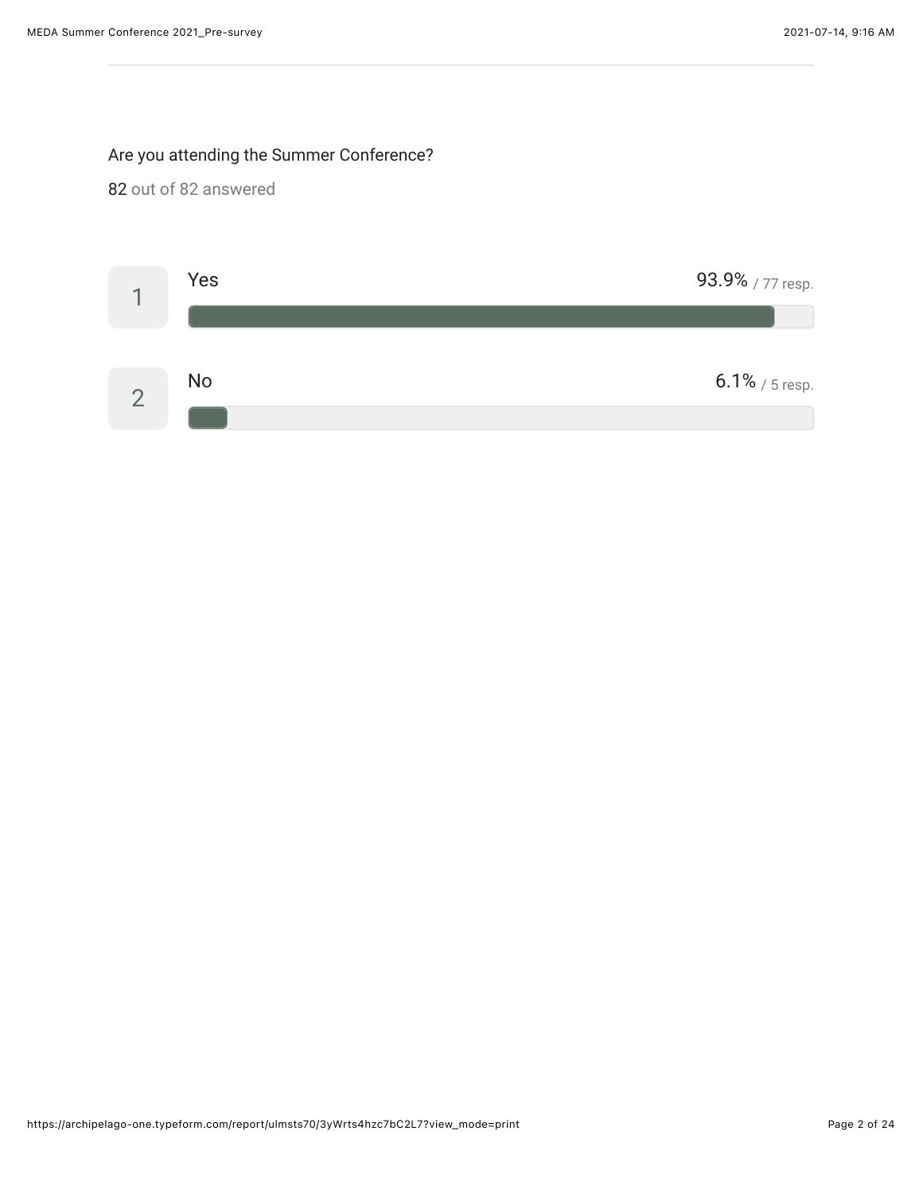Are you attending the Summer Conference?

82 out of 82 answered

| # | Option | Percentage | Responses |
|---|---|---|---|
| 1 | Yes | 93.9% | 77 resp. |
| 2 | No | 6.1% | 5 resp. |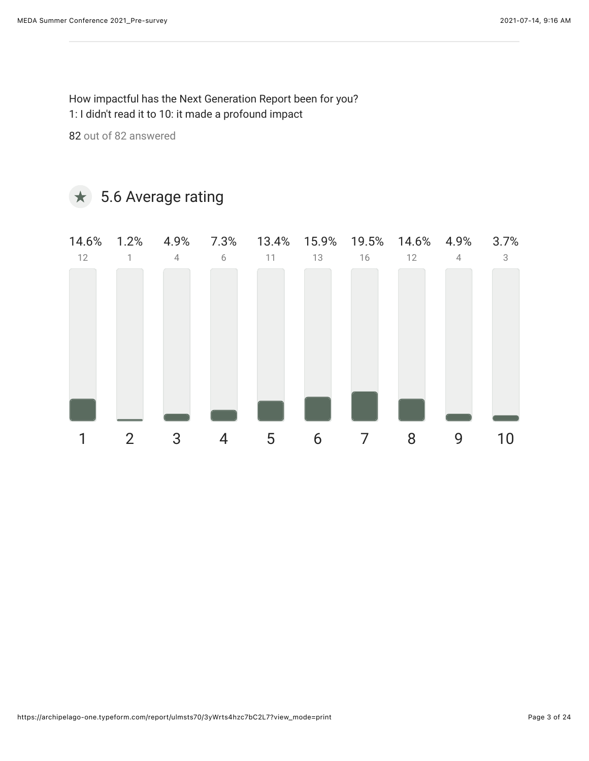How impactful has the Next Generation Report been for you?
1: I didn't read it to 10: it made a profound impact

82 out of 82 answered

★ 5.6 Average rating

| Rating | 1 | 2 | 3 | 4 | 5 | 6 | 7 | 8 | 9 | 10 |
|---|---|---|---|---|---|---|---|---|---|---|
| Percentage | 14.6% | 1.2% | 4.9% | 7.3% | 13.4% | 15.9% | 19.5% | 14.6% | 4.9% | 3.7% |
| Count | 12 | 1 | 4 | 6 | 11 | 13 | 16 | 12 | 4 | 3 |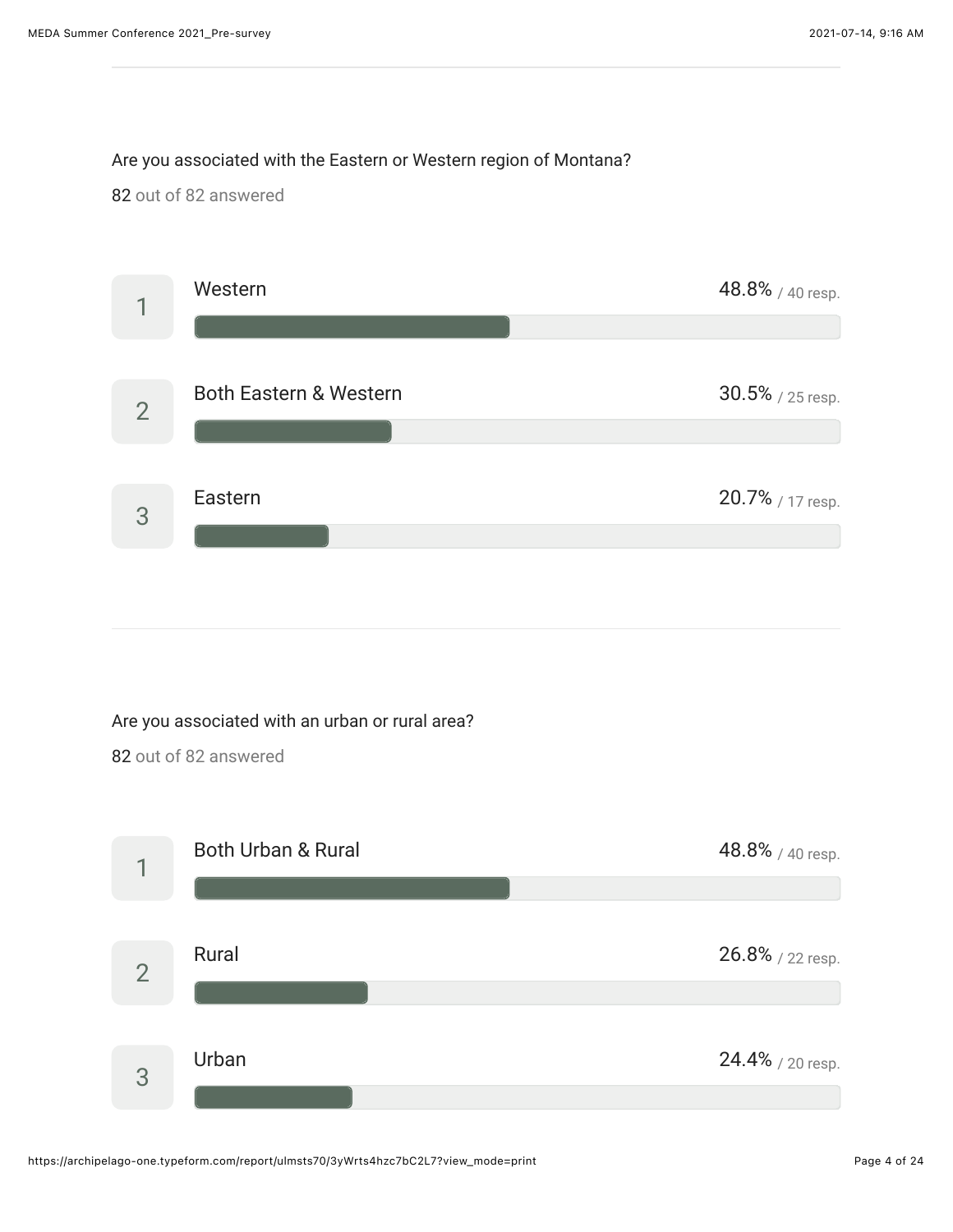Are you associated with the Eastern or Western region of Montana?

82 out of 82 answered

| | Option | Percentage | Responses |
|---|---|---|---|
| 1 | Western | 48.8% | 40 resp. |
| 2 | Both Eastern & Western | 30.5% | 25 resp. |
| 3 | Eastern | 20.7% | 17 resp. |

Are you associated with an urban or rural area?

82 out of 82 answered

| | Option | Percentage | Responses |
|---|---|---|---|
| 1 | Both Urban & Rural | 48.8% | 40 resp. |
| 2 | Rural | 26.8% | 22 resp. |
| 3 | Urban | 24.4% | 20 resp. |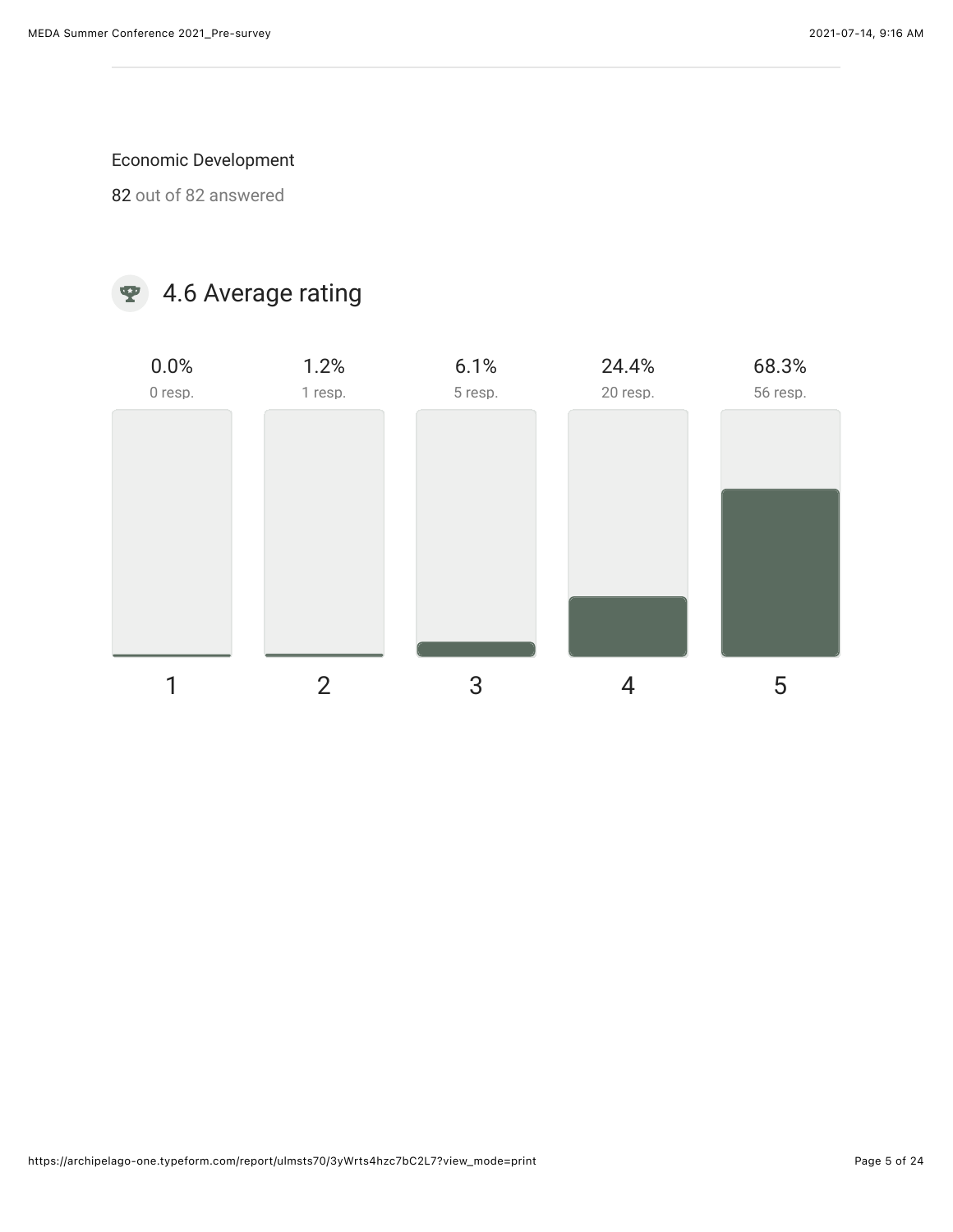Economic Development

82 out of 82 answered

4.6 Average rating

| 1 | 2 | 3 | 4 | 5 |
|---|---|---|---|---|
| 0.0% | 1.2% | 6.1% | 24.4% | 68.3% |
| 0 resp. | 1 resp. | 5 resp. | 20 resp. | 56 resp. |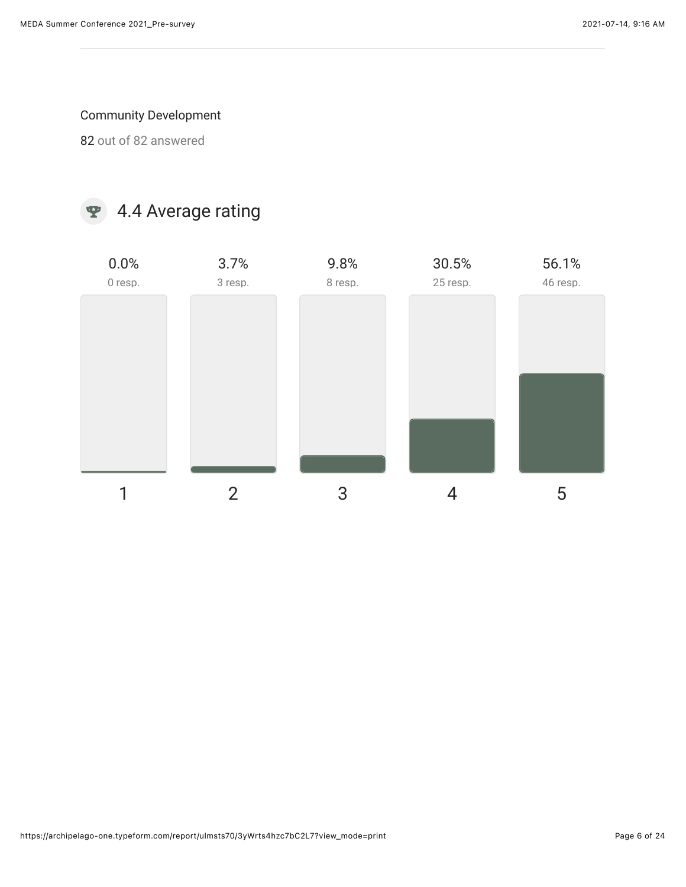Community Development

82 out of 82 answered

4.4 Average rating

| 1 | 2 | 3 | 4 | 5 |
|---|---|---|---|---|
| 0.0% | 3.7% | 9.8% | 30.5% | 56.1% |
| 0 resp. | 3 resp. | 8 resp. | 25 resp. | 46 resp. |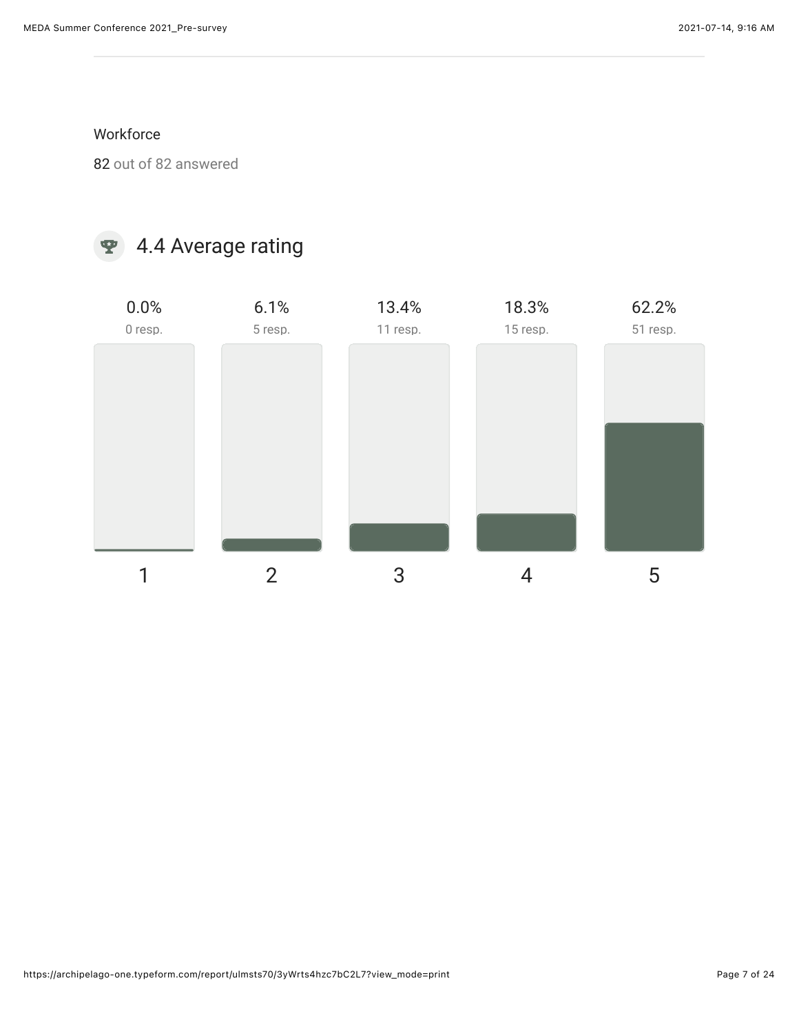Workforce

82 out of 82 answered

4.4 Average rating

| Rating | 1 | 2 | 3 | 4 | 5 |
|---|---|---|---|---|---|
| Percentage | 0.0% | 6.1% | 13.4% | 18.3% | 62.2% |
| Responses | 0 resp. | 5 resp. | 11 resp. | 15 resp. | 51 resp. |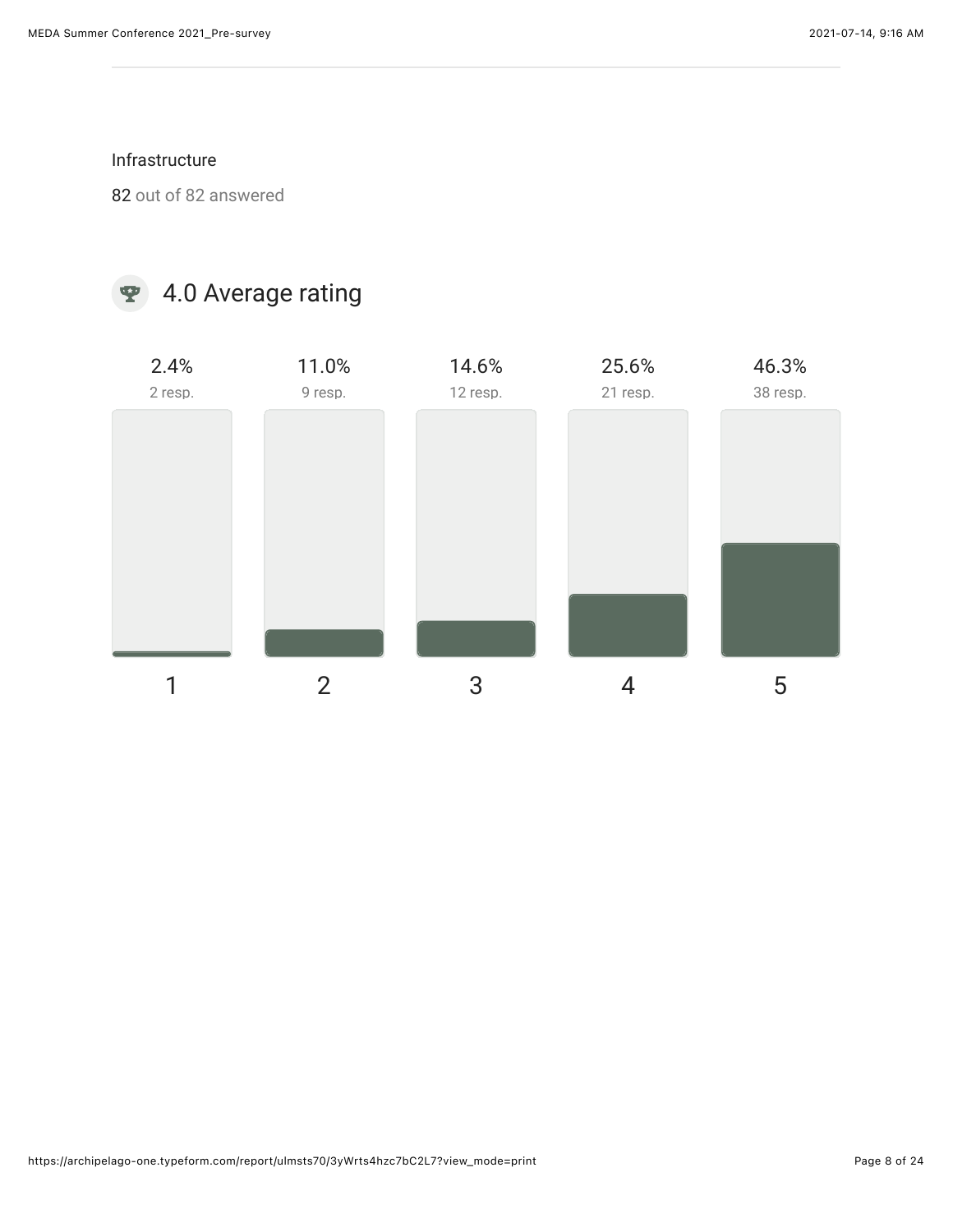Infrastructure

82 out of 82 answered

## 4.0 Average rating

| 1 | 2 | 3 | 4 | 5 |
|---|---|---|---|---|
| 2.4% | 11.0% | 14.6% | 25.6% | 46.3% |
| 2 resp. | 9 resp. | 12 resp. | 21 resp. | 38 resp. |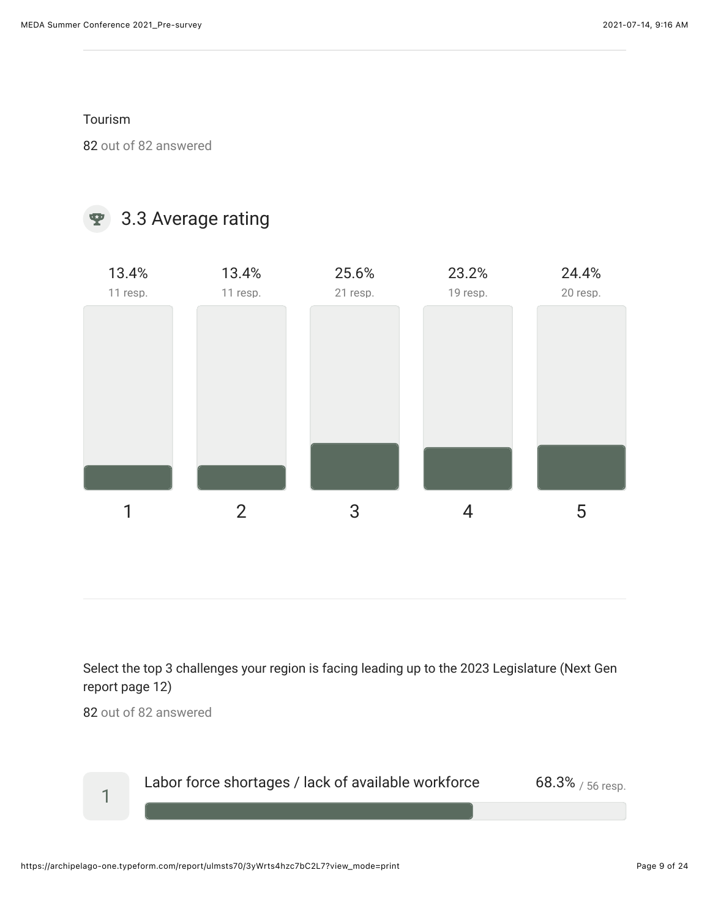Tourism

82 out of 82 answered

3.3 Average rating

| Rating | 1 | 2 | 3 | 4 | 5 |
|---|---|---|---|---|---|
| Percentage | 13.4% | 13.4% | 25.6% | 23.2% | 24.4% |
| Responses | 11 resp. | 11 resp. | 21 resp. | 19 resp. | 20 resp. |

---

Select the top 3 challenges your region is facing leading up to the 2023 Legislature (Next Gen report page 12)

82 out of 82 answered

| Rank | Challenge | Percentage | Responses |
|---|---|---|---|
| 1 | Labor force shortages / lack of available workforce | 68.3% | 56 resp. |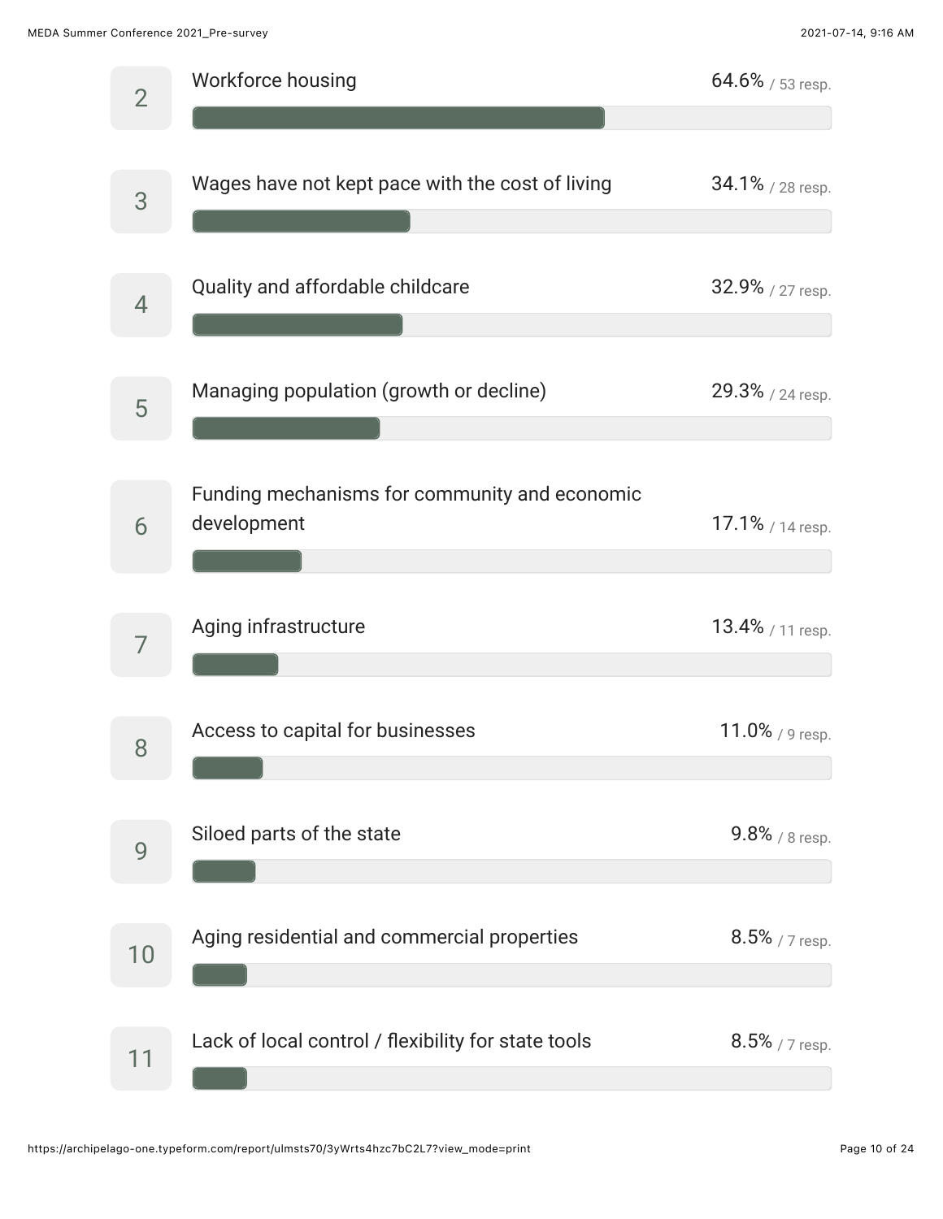| Rank | Item | Percentage | Responses |
|---|---|---|---|
| 2 | Workforce housing | 64.6% | 53 resp. |
| 3 | Wages have not kept pace with the cost of living | 34.1% | 28 resp. |
| 4 | Quality and affordable childcare | 32.9% | 27 resp. |
| 5 | Managing population (growth or decline) | 29.3% | 24 resp. |
| 6 | Funding mechanisms for community and economic development | 17.1% | 14 resp. |
| 7 | Aging infrastructure | 13.4% | 11 resp. |
| 8 | Access to capital for businesses | 11.0% | 9 resp. |
| 9 | Siloed parts of the state | 9.8% | 8 resp. |
| 10 | Aging residential and commercial properties | 8.5% | 7 resp. |
| 11 | Lack of local control / flexibility for state tools | 8.5% | 7 resp. |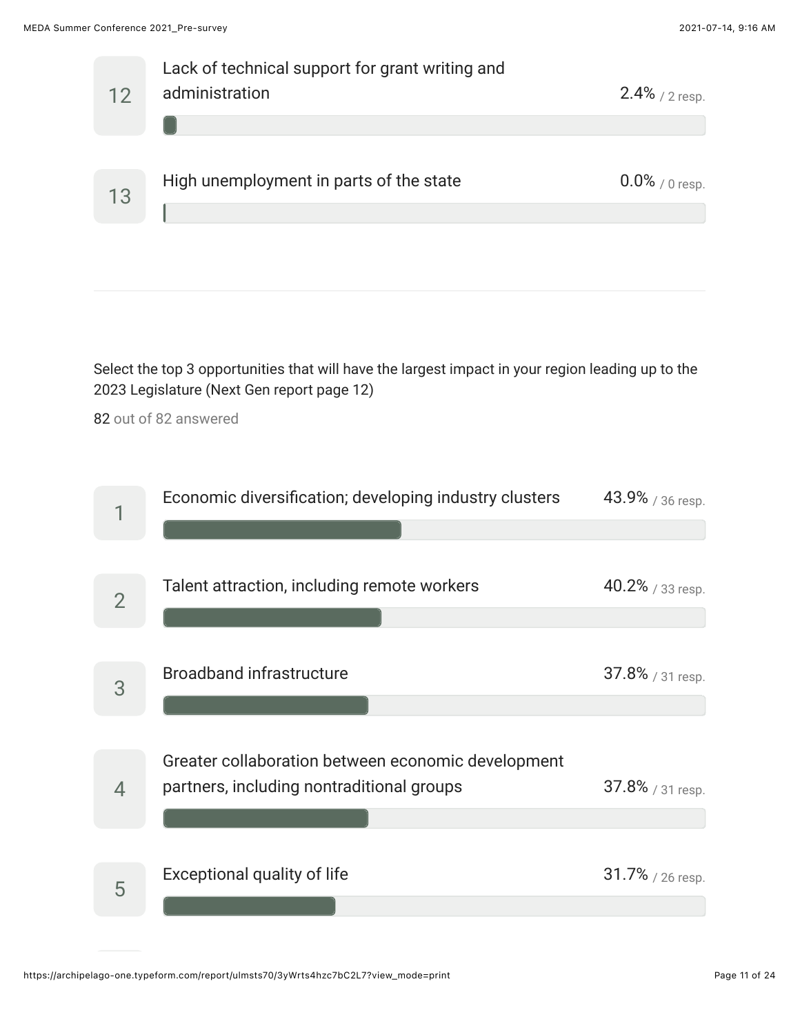| # | Item | Percentage | Responses |
|---|---|---|---|
| 12 | Lack of technical support for grant writing and administration | 2.4% | 2 resp. |
| 13 | High unemployment in parts of the state | 0.0% | 0 resp. |

---

Select the top 3 opportunities that will have the largest impact in your region leading up to the 2023 Legislature (Next Gen report page 12)

82 out of 82 answered

| # | Opportunity | Percentage | Responses |
|---|---|---|---|
| 1 | Economic diversification; developing industry clusters | 43.9% | 36 resp. |
| 2 | Talent attraction, including remote workers | 40.2% | 33 resp. |
| 3 | Broadband infrastructure | 37.8% | 31 resp. |
| 4 | Greater collaboration between economic development partners, including nontraditional groups | 37.8% | 31 resp. |
| 5 | Exceptional quality of life | 31.7% | 26 resp. |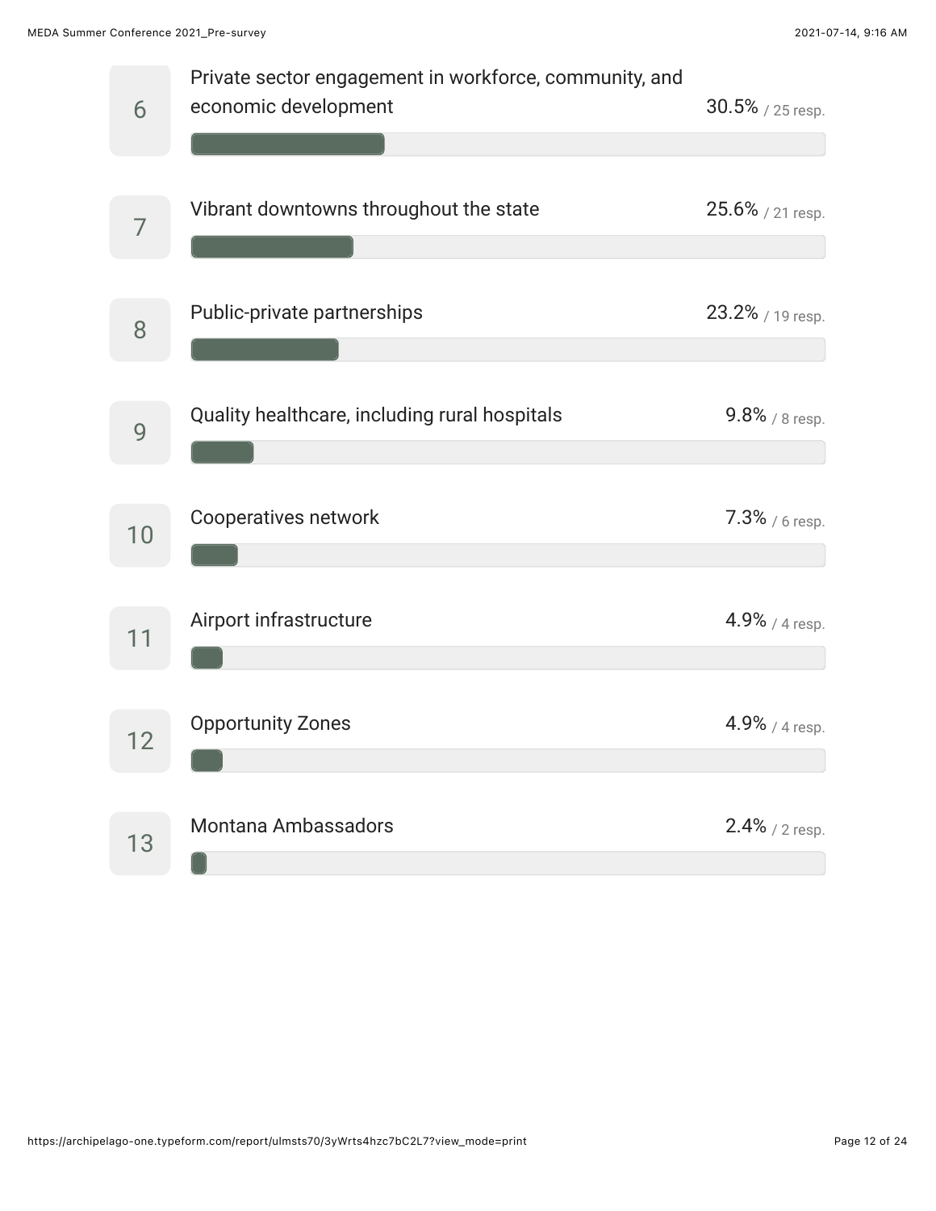| Rank | Item | Percentage | Responses |
| --- | --- | --- | --- |
| 6 | Private sector engagement in workforce, community, and economic development | 30.5% | 25 resp. |
| 7 | Vibrant downtowns throughout the state | 25.6% | 21 resp. |
| 8 | Public-private partnerships | 23.2% | 19 resp. |
| 9 | Quality healthcare, including rural hospitals | 9.8% | 8 resp. |
| 10 | Cooperatives network | 7.3% | 6 resp. |
| 11 | Airport infrastructure | 4.9% | 4 resp. |
| 12 | Opportunity Zones | 4.9% | 4 resp. |
| 13 | Montana Ambassadors | 2.4% | 2 resp. |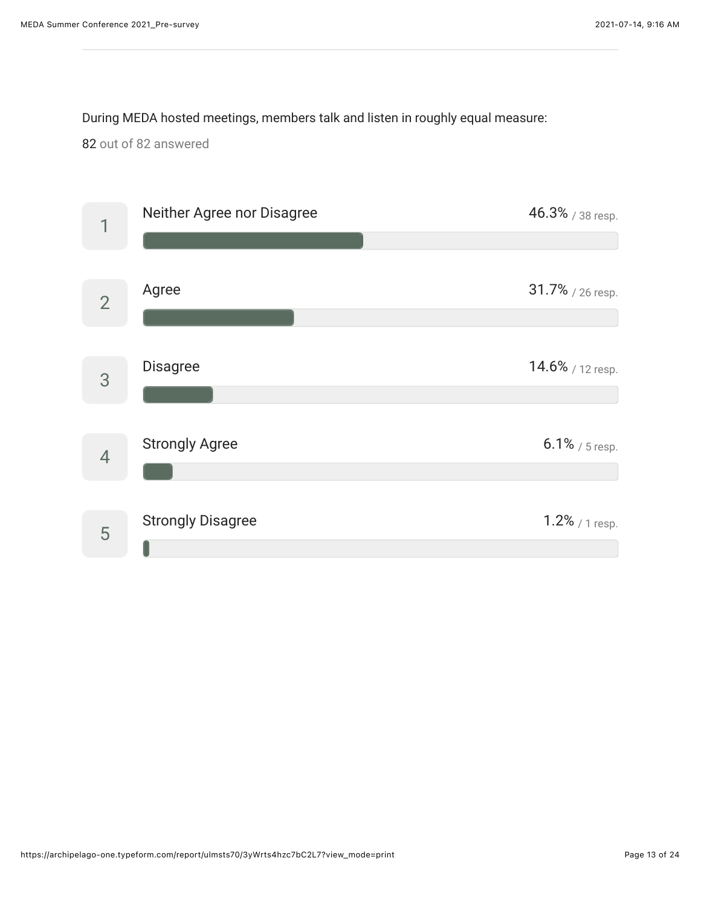During MEDA hosted meetings, members talk and listen in roughly equal measure:

82 out of 82 answered

| # | Response | Percentage | Responses |
|---|---|---|---|
| 1 | Neither Agree nor Disagree | 46.3% | 38 resp. |
| 2 | Agree | 31.7% | 26 resp. |
| 3 | Disagree | 14.6% | 12 resp. |
| 4 | Strongly Agree | 6.1% | 5 resp. |
| 5 | Strongly Disagree | 1.2% | 1 resp. |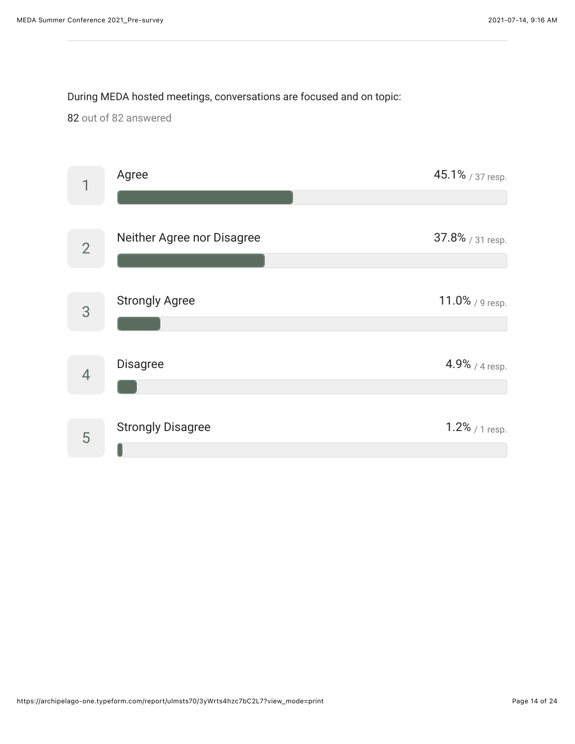During MEDA hosted meetings, conversations are focused and on topic:

82 out of 82 answered

| # | Response | Percentage | Responses |
| --- | --- | --- | --- |
| 1 | Agree | 45.1% | 37 resp. |
| 2 | Neither Agree nor Disagree | 37.8% | 31 resp. |
| 3 | Strongly Agree | 11.0% | 9 resp. |
| 4 | Disagree | 4.9% | 4 resp. |
| 5 | Strongly Disagree | 1.2% | 1 resp. |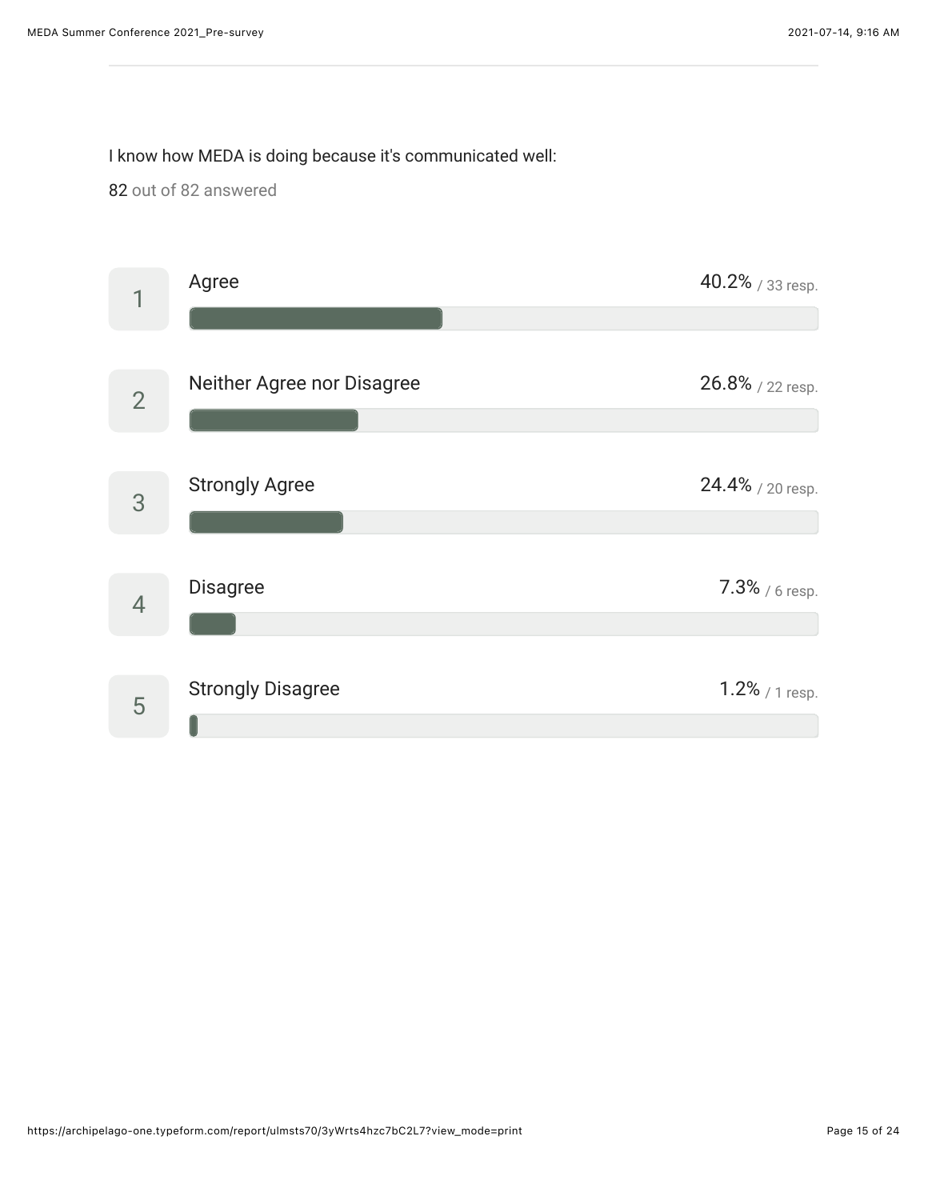I know how MEDA is doing because it's communicated well:

82 out of 82 answered

| Rank | Response | Percentage | Responses |
|---|---|---|---|
| 1 | Agree | 40.2% | 33 resp. |
| 2 | Neither Agree nor Disagree | 26.8% | 22 resp. |
| 3 | Strongly Agree | 24.4% | 20 resp. |
| 4 | Disagree | 7.3% | 6 resp. |
| 5 | Strongly Disagree | 1.2% | 1 resp. |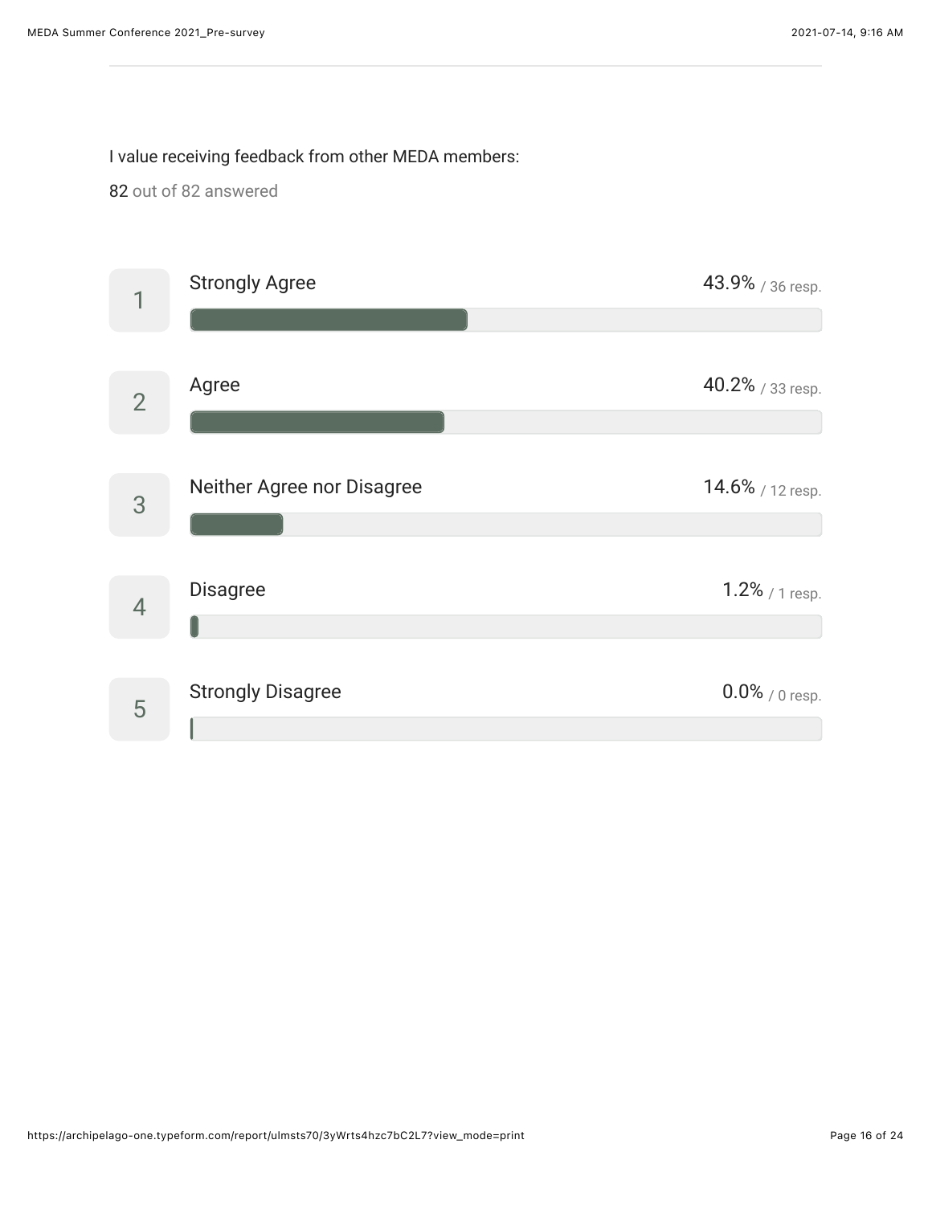I value receiving feedback from other MEDA members:

82 out of 82 answered

| # | Response | Percentage | Responses |
|---|---|---|---|
| 1 | Strongly Agree | 43.9% | 36 resp. |
| 2 | Agree | 40.2% | 33 resp. |
| 3 | Neither Agree nor Disagree | 14.6% | 12 resp. |
| 4 | Disagree | 1.2% | 1 resp. |
| 5 | Strongly Disagree | 0.0% | 0 resp. |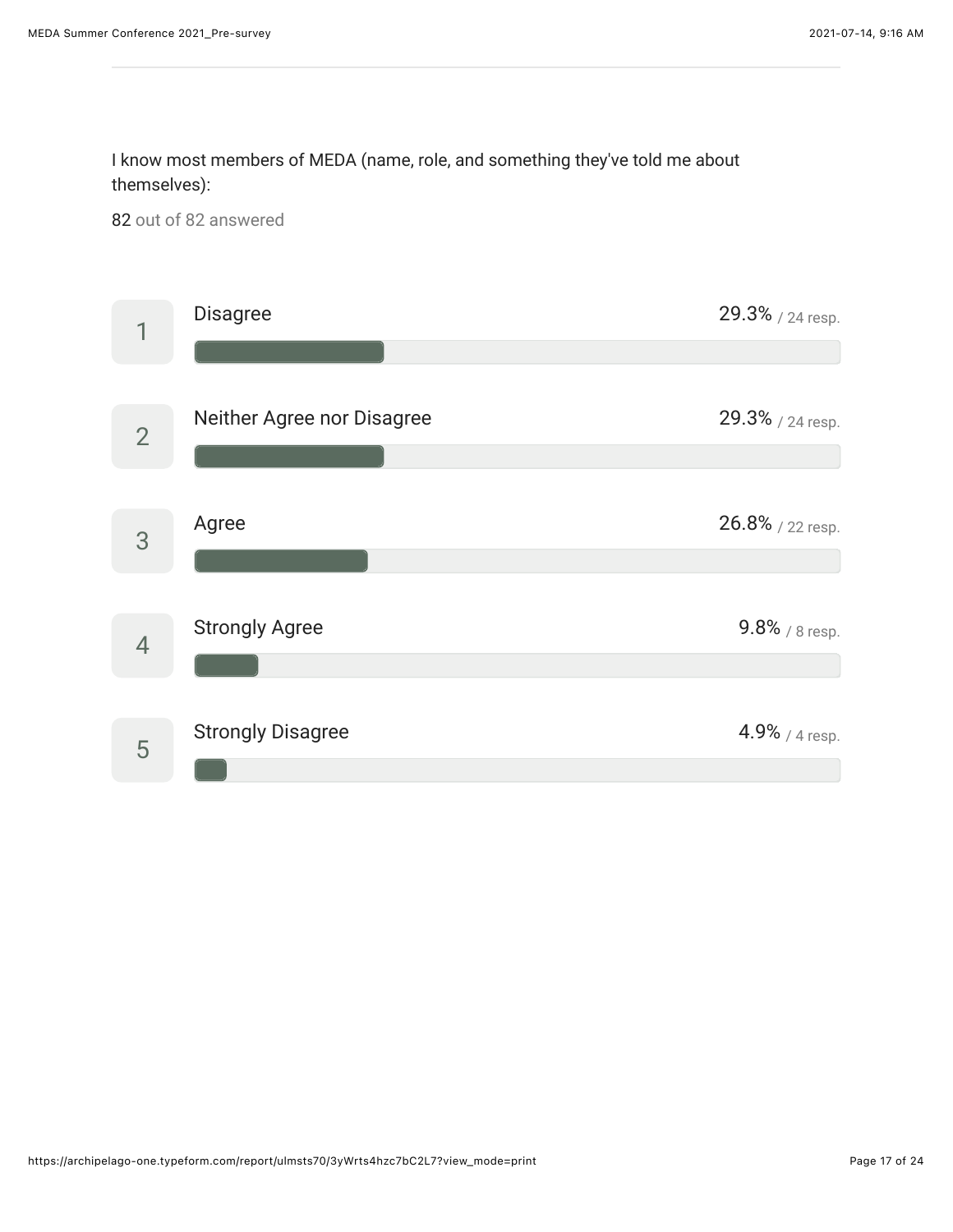I know most members of MEDA (name, role, and something they've told me about themselves):

82 out of 82 answered

| # | Response | Percentage | Responses |
|---|---|---|---|
| 1 | Disagree | 29.3% | 24 resp. |
| 2 | Neither Agree nor Disagree | 29.3% | 24 resp. |
| 3 | Agree | 26.8% | 22 resp. |
| 4 | Strongly Agree | 9.8% | 8 resp. |
| 5 | Strongly Disagree | 4.9% | 4 resp. |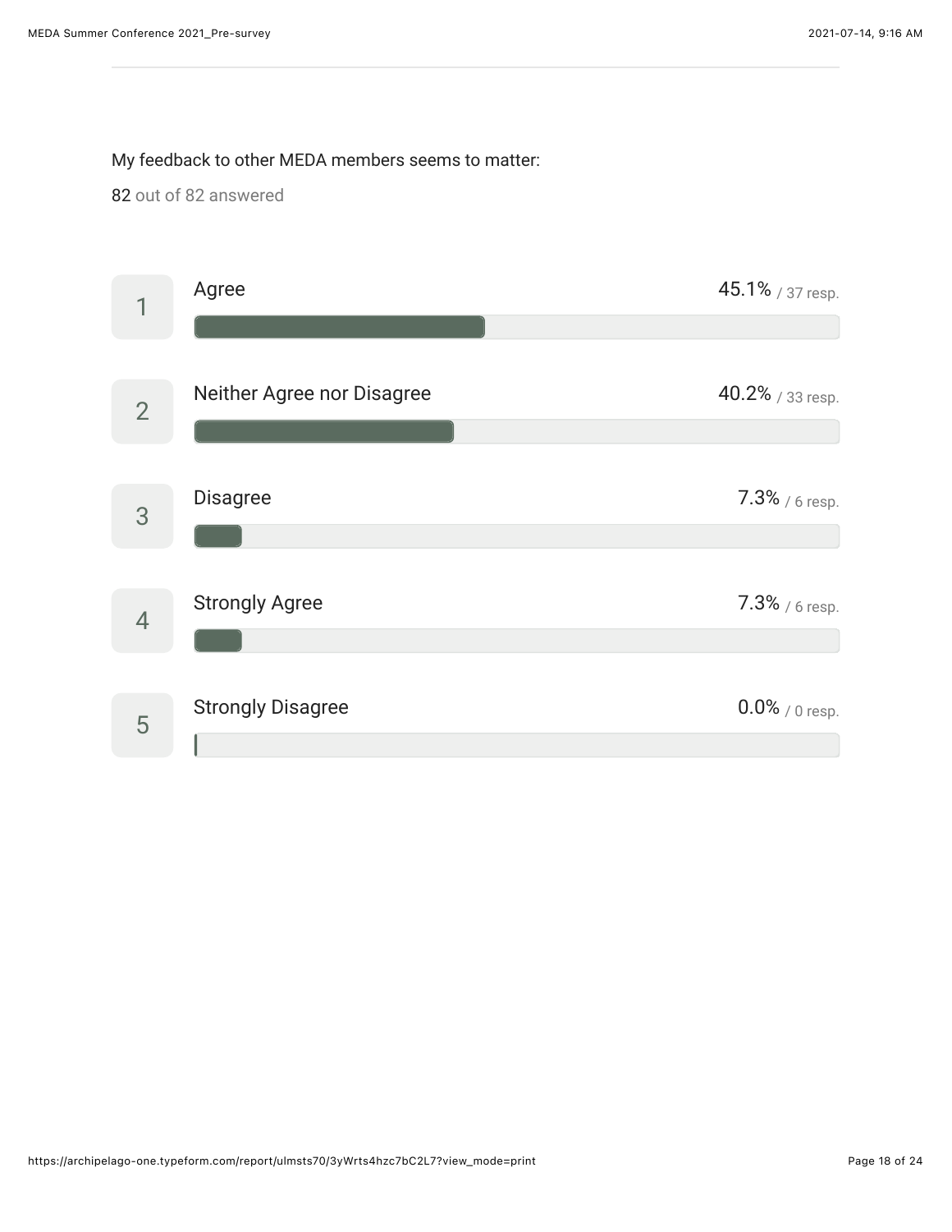My feedback to other MEDA members seems to matter:

82 out of 82 answered

| # | Response | Percentage | Responses |
| --- | --- | --- | --- |
| 1 | Agree | 45.1% | 37 resp. |
| 2 | Neither Agree nor Disagree | 40.2% | 33 resp. |
| 3 | Disagree | 7.3% | 6 resp. |
| 4 | Strongly Agree | 7.3% | 6 resp. |
| 5 | Strongly Disagree | 0.0% | 0 resp. |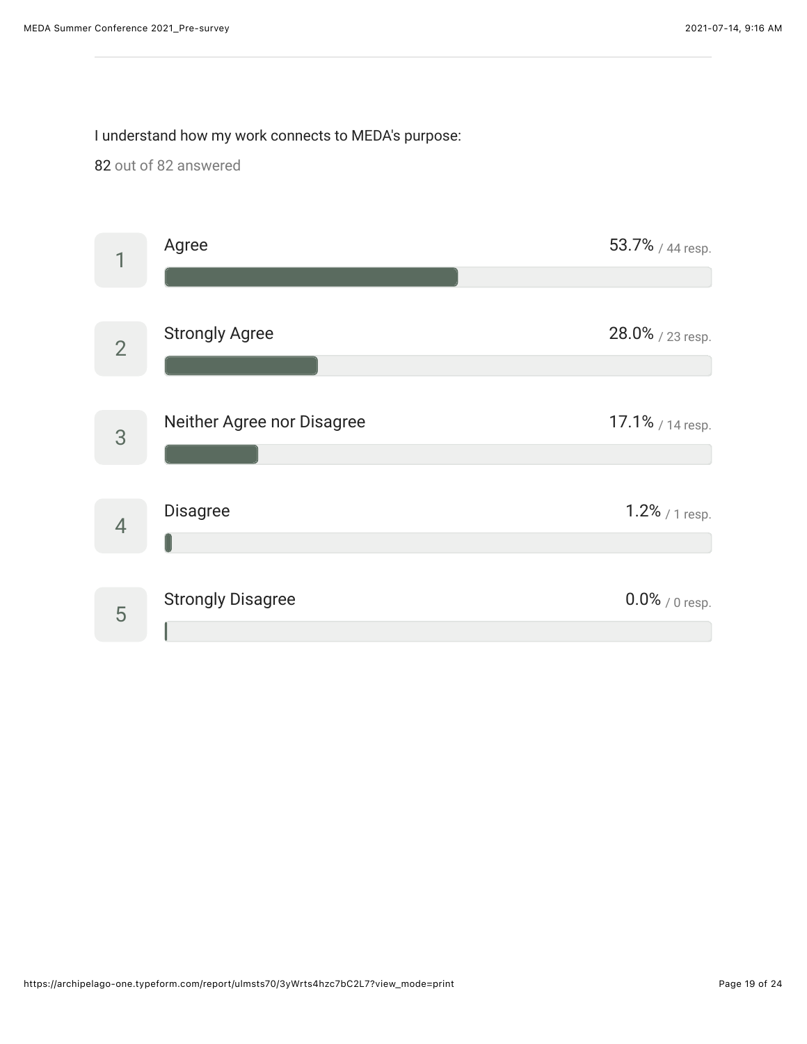I understand how my work connects to MEDA's purpose:

82 out of 82 answered

| # | Response | Percentage | Responses |
|---|---|---|---|
| 1 | Agree | 53.7% | 44 resp. |
| 2 | Strongly Agree | 28.0% | 23 resp. |
| 3 | Neither Agree nor Disagree | 17.1% | 14 resp. |
| 4 | Disagree | 1.2% | 1 resp. |
| 5 | Strongly Disagree | 0.0% | 0 resp. |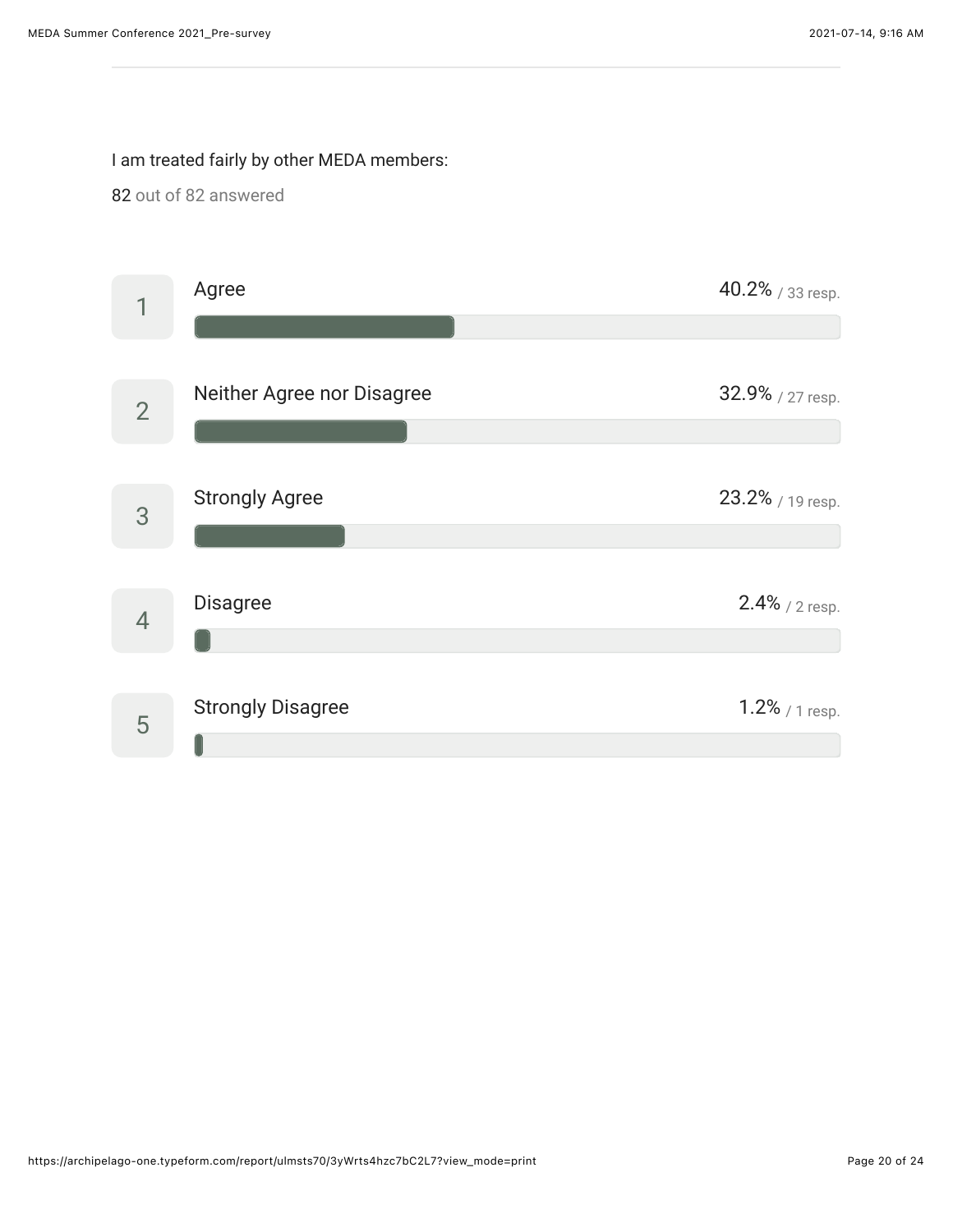I am treated fairly by other MEDA members:

82 out of 82 answered

| Rank | Response | Percentage | Responses |
|---|---|---|---|
| 1 | Agree | 40.2% | 33 resp. |
| 2 | Neither Agree nor Disagree | 32.9% | 27 resp. |
| 3 | Strongly Agree | 23.2% | 19 resp. |
| 4 | Disagree | 2.4% | 2 resp. |
| 5 | Strongly Disagree | 1.2% | 1 resp. |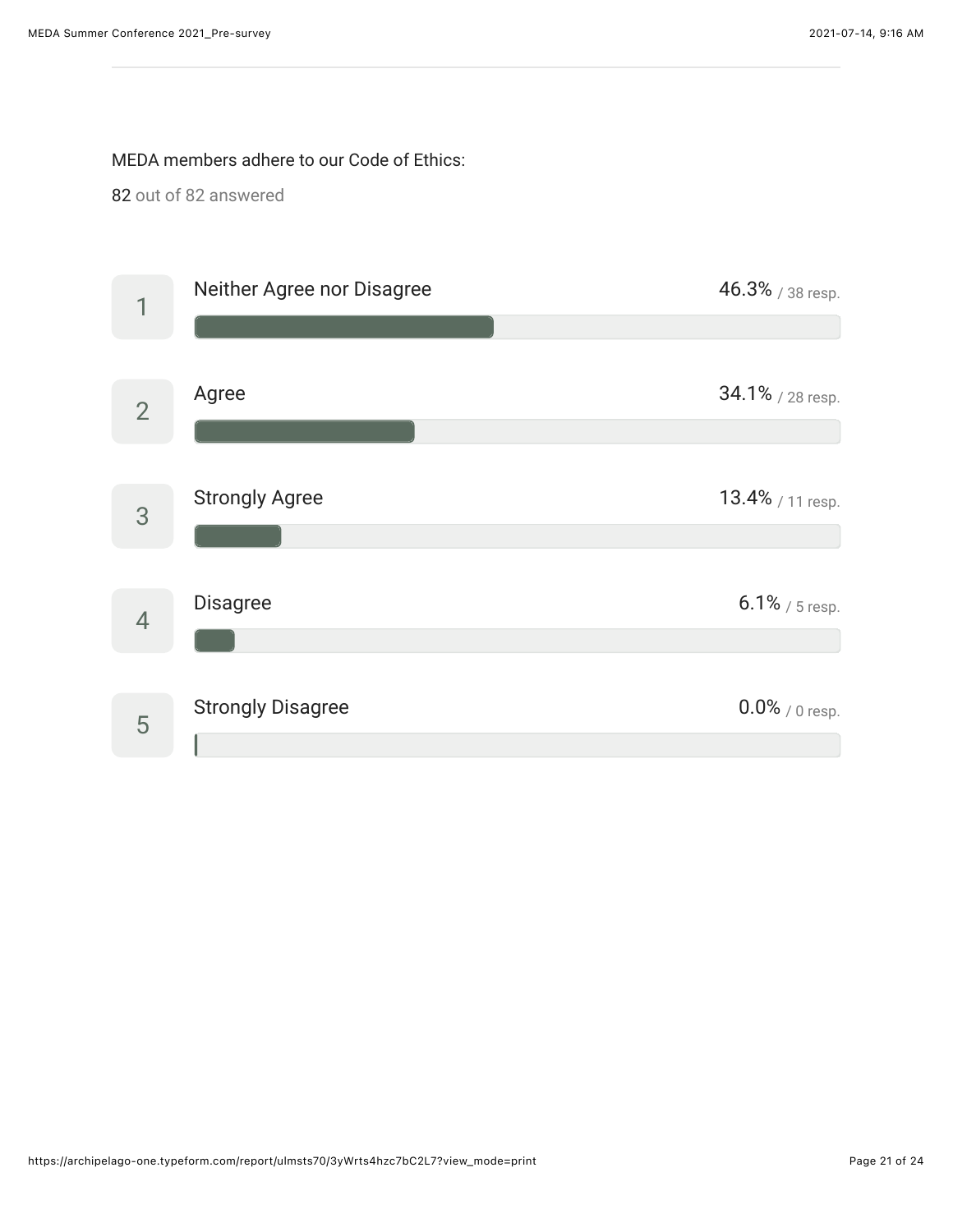MEDA members adhere to our Code of Ethics:

82 out of 82 answered

| # | Response | Percentage | Responses |
|---|---|---|---|
| 1 | Neither Agree nor Disagree | 46.3% | 38 resp. |
| 2 | Agree | 34.1% | 28 resp. |
| 3 | Strongly Agree | 13.4% | 11 resp. |
| 4 | Disagree | 6.1% | 5 resp. |
| 5 | Strongly Disagree | 0.0% | 0 resp. |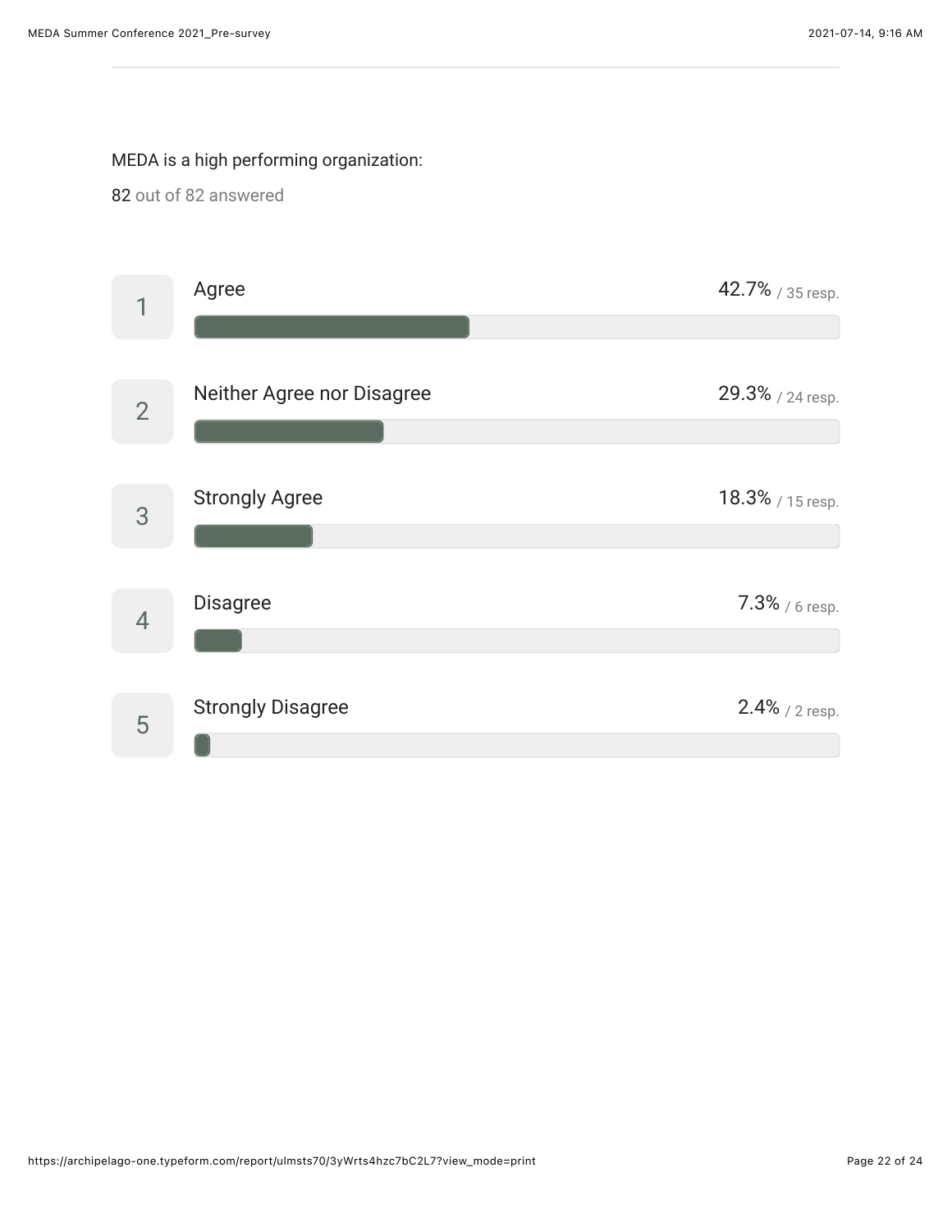MEDA is a high performing organization:

82 out of 82 answered

| Rank | Response | Percentage | Responses |
|---|---|---|---|
| 1 | Agree | 42.7% | 35 resp. |
| 2 | Neither Agree nor Disagree | 29.3% | 24 resp. |
| 3 | Strongly Agree | 18.3% | 15 resp. |
| 4 | Disagree | 7.3% | 6 resp. |
| 5 | Strongly Disagree | 2.4% | 2 resp. |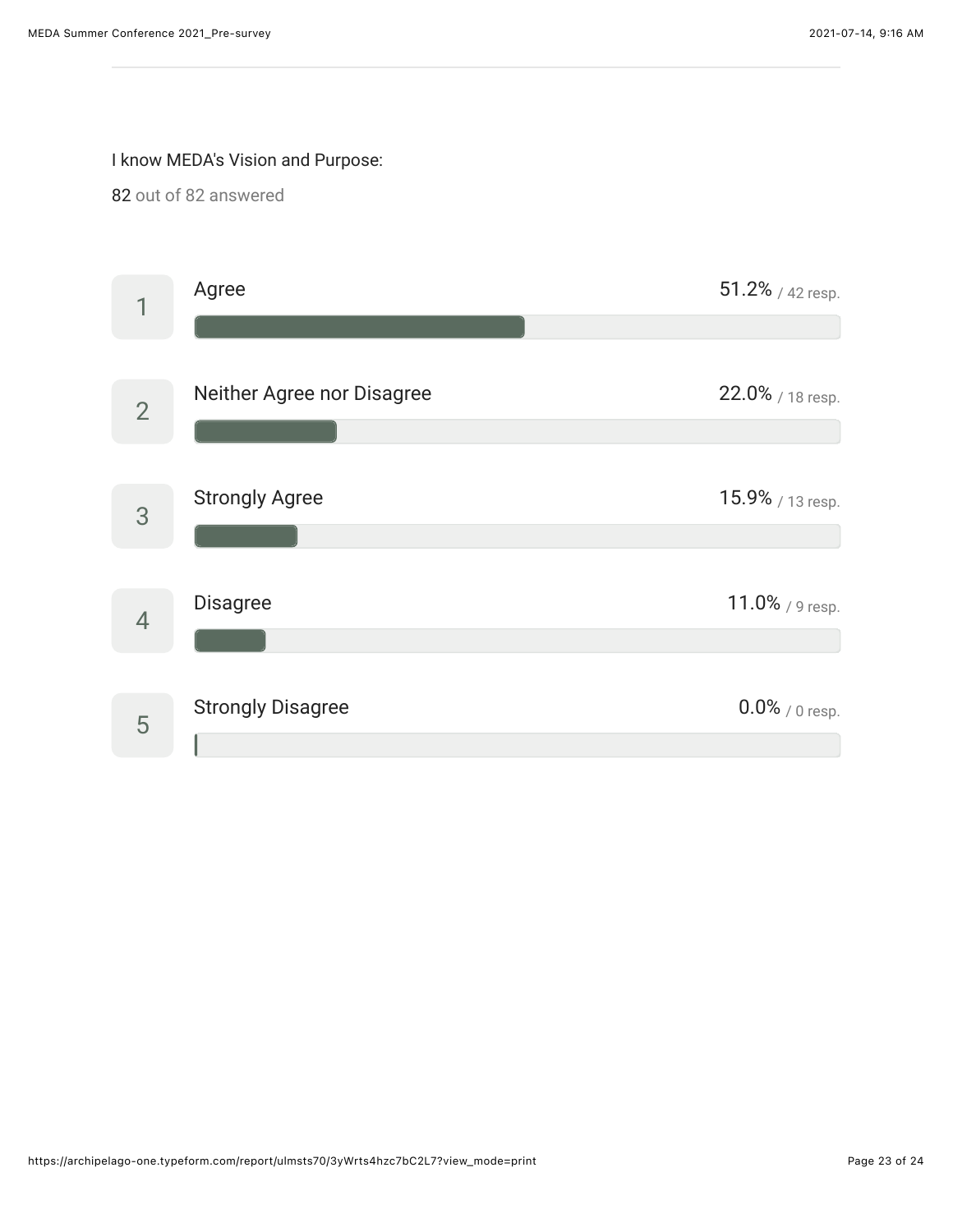I know MEDA's Vision and Purpose:

82 out of 82 answered

| # | Response | Percentage | Responses |
|---|---|---|---|
| 1 | Agree | 51.2% | 42 resp. |
| 2 | Neither Agree nor Disagree | 22.0% | 18 resp. |
| 3 | Strongly Agree | 15.9% | 13 resp. |
| 4 | Disagree | 11.0% | 9 resp. |
| 5 | Strongly Disagree | 0.0% | 0 resp. |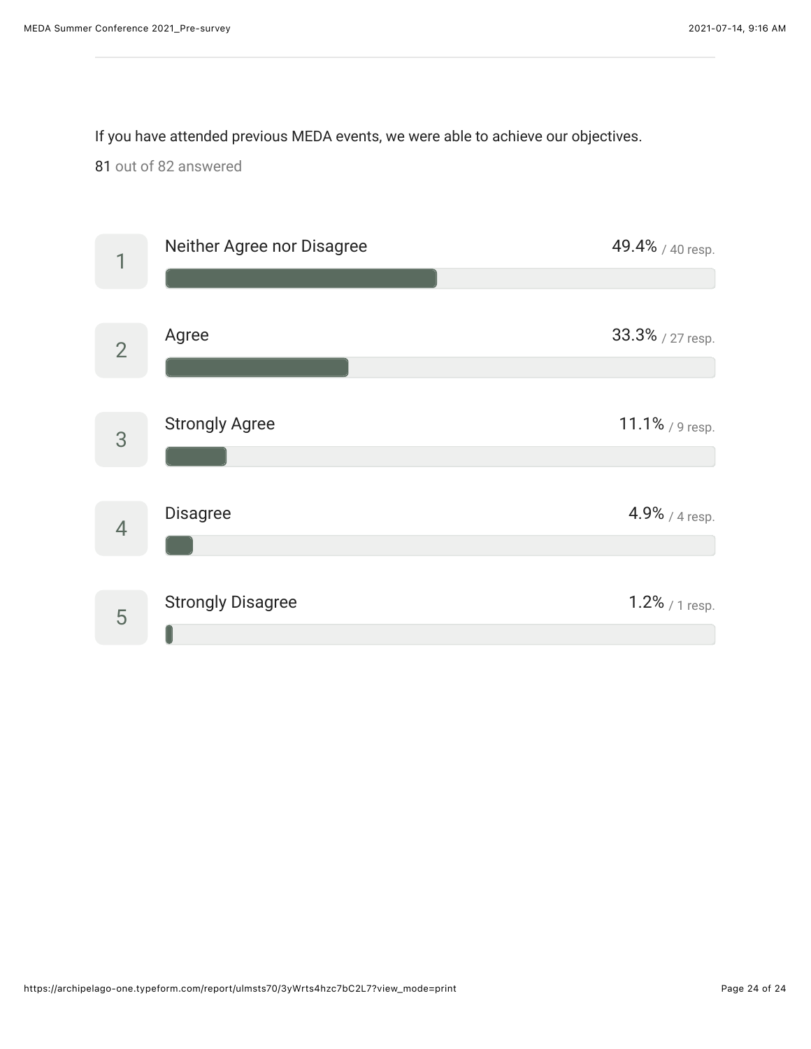If you have attended previous MEDA events, we were able to achieve our objectives.

81 out of 82 answered

1
Neither Agree nor Disagree
49.4% / 40 resp.

2
Agree
33.3% / 27 resp.

3
Strongly Agree
11.1% / 9 resp.

4
Disagree
4.9% / 4 resp.

5
Strongly Disagree
1.2% / 1 resp.